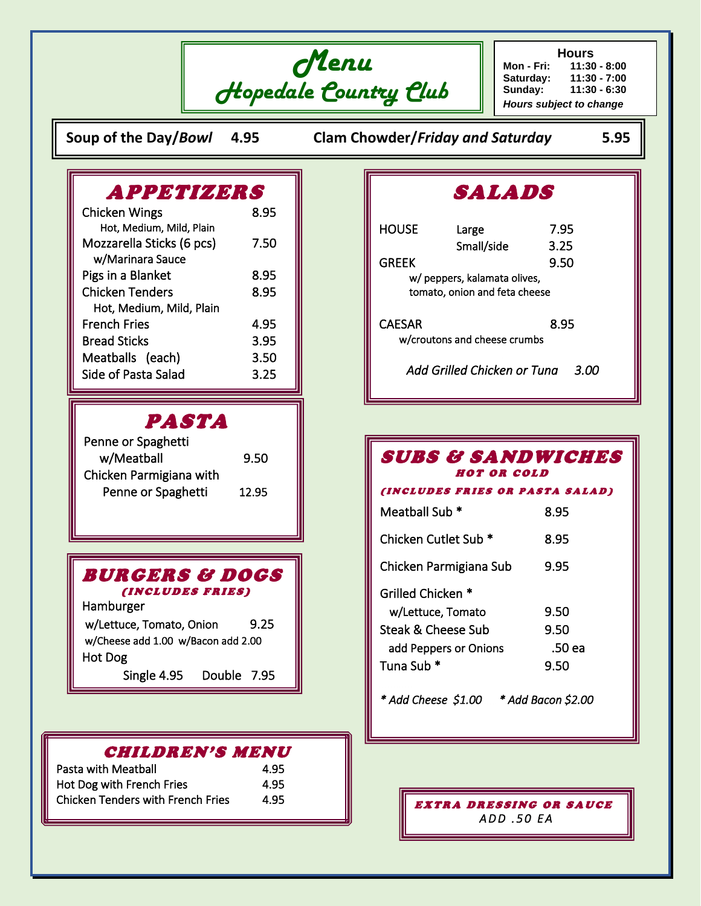# Menu
## Hopedale Country Club

**Hours**

| | |
|---|---|
| Mon - Fri: | 11:30 - 8:00 |
| Saturday: | 11:30 - 7:00 |
| Sunday: | 11:30 - 6:30 |

*Hours subject to change*

**Soup of the Day/*Bowl*** 4.95 **Clam Chowder/*Friday and Saturday*** 5.95

## APPETIZERS

| | |
|---|---|
| Chicken Wings<br>Hot, Medium, Mild, Plain | 8.95 |
| Mozzarella Sticks (6 pcs)<br>w/Marinara Sauce | 7.50 |
| Pigs in a Blanket | 8.95 |
| Chicken Tenders<br>Hot, Medium, Mild, Plain | 8.95 |
| French Fries | 4.95 |
| Bread Sticks | 3.95 |
| Meatballs (each) | 3.50 |
| Side of Pasta Salad | 3.25 |

## PASTA

| | |
|---|---|
| Penne or Spaghetti w/Meatball | 9.50 |
| Chicken Parmigiana with Penne or Spaghetti | 12.95 |

## BURGERS & DOGS
### (INCLUDES FRIES)

Hamburger
w/Lettuce, Tomato, Onion 9.25
w/Cheese add 1.00 w/Bacon add 2.00

Hot Dog
Single 4.95 Double 7.95

## CHILDREN'S MENU

| | |
|---|---|
| Pasta with Meatball | 4.95 |
| Hot Dog with French Fries | 4.95 |
| Chicken Tenders with French Fries | 4.95 |

## SALADS

| | | |
|---|---|---|
| HOUSE | Large | 7.95 |
| | Small/side | 3.25 |
| GREEK<br>w/ peppers, kalamata olives, tomato, onion and feta cheese | | 9.50 |
| CAESAR<br>w/croutons and cheese crumbs | | 8.95 |

*Add Grilled Chicken or Tuna 3.00*

## SUBS & SANDWICHES
### HOT OR COLD
### (INCLUDES FRIES OR PASTA SALAD)

| | |
|---|---|
| Meatball Sub * | 8.95 |
| Chicken Cutlet Sub * | 8.95 |
| Chicken Parmigiana Sub | 9.95 |
| Grilled Chicken *<br>w/Lettuce, Tomato | 9.50 |
| Steak & Cheese Sub | 9.50 |
| add Peppers or Onions | .50 ea |
| Tuna Sub * | 9.50 |

*\* Add Cheese $1.00* *\* Add Bacon $2.00*

**EXTRA DRESSING OR SAUCE**
ADD .50 EA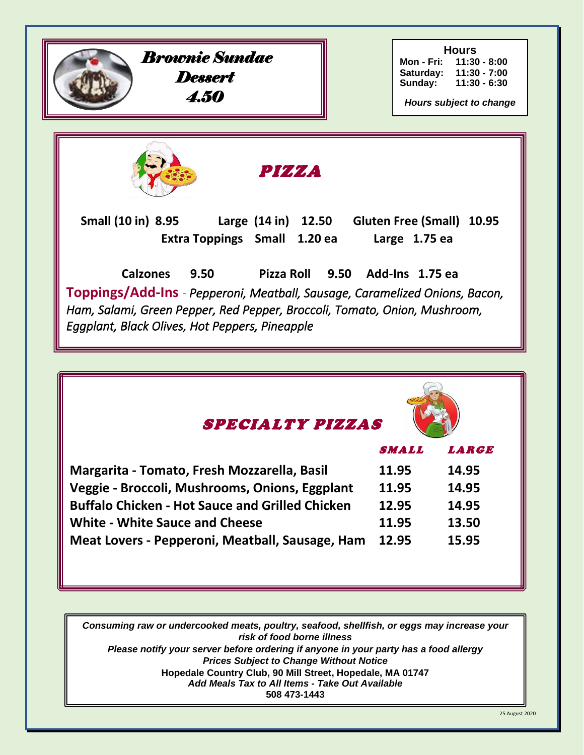## *Brownie Sundae Dessert 4.50*

**Hours**

| | |
|---|---|
| Mon - Fri: | 11:30 - 8:00 |
| Saturday: | 11:30 - 7:00 |
| Sunday: | 11:30 - 6:30 |

*Hours subject to change*

## *PIZZA*

**Small (10 in) 8.95 Large (14 in) 12.50 Gluten Free (Small) 10.95**

**Extra Toppings Small 1.20 ea Large 1.75 ea**

**Calzones 9.50 Pizza Roll 9.50 Add-Ins 1.75 ea**

**Toppings/Add-Ins** - *Pepperoni, Meatball, Sausage, Caramelized Onions, Bacon, Ham, Salami, Green Pepper, Red Pepper, Broccoli, Tomato, Onion, Mushroom, Eggplant, Black Olives, Hot Peppers, Pineapple*

## *SPECIALTY PIZZAS*

| | *SMALL* | *LARGE* |
|---|---|---|
| **Margarita - Tomato, Fresh Mozzarella, Basil** | **11.95** | **14.95** |
| **Veggie - Broccoli, Mushrooms, Onions, Eggplant** | **11.95** | **14.95** |
| **Buffalo Chicken - Hot Sauce and Grilled Chicken** | **12.95** | **14.95** |
| **White - White Sauce and Cheese** | **11.95** | **13.50** |
| **Meat Lovers - Pepperoni, Meatball, Sausage, Ham** | **12.95** | **15.95** |

***Consuming raw or undercooked meats, poultry, seafood, shellfish, or eggs may increase your risk of food borne illness***

***Please notify your server before ordering if anyone in your party has a food allergy***

***Prices Subject to Change Without Notice***

**Hopedale Country Club, 90 Mill Street, Hopedale, MA 01747**

***Add Meals Tax to All Items - Take Out Available***

**508 473-1443**

25 August 2020